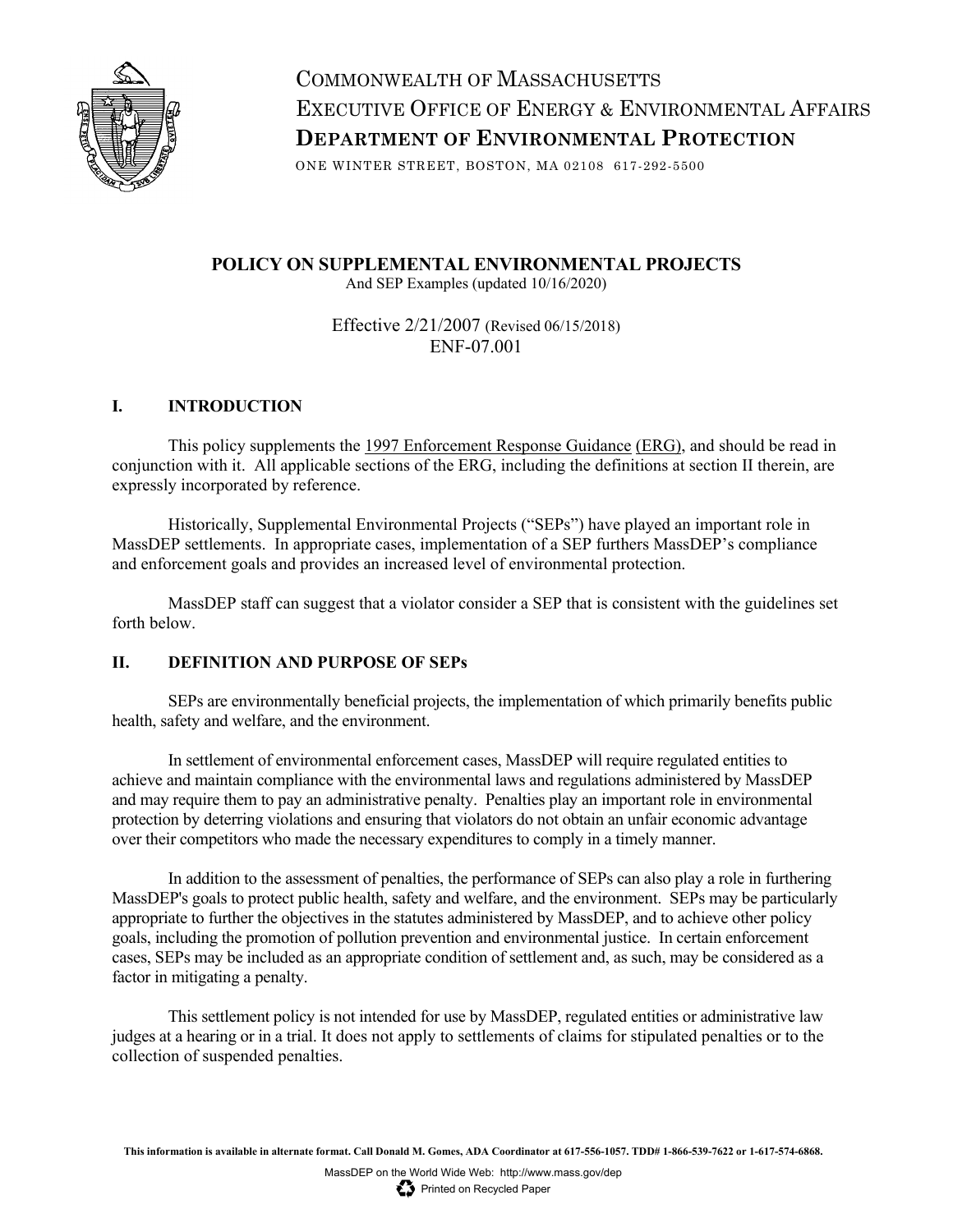COMMONWEALTH OF MASSACHUSETTS
EXECUTIVE OFFICE OF ENERGY & ENVIRONMENTAL AFFAIRS
**DEPARTMENT OF ENVIRONMENTAL PROTECTION**

ONE WINTER STREET, BOSTON, MA 02108 617-292-5500

# POLICY ON SUPPLEMENTAL ENVIRONMENTAL PROJECTS

And SEP Examples (updated 10/16/2020)

Effective 2/21/2007 (Revised 06/15/2018)
ENF-07.001

## I. INTRODUCTION

This policy supplements the 1997 Enforcement Response Guidance (ERG), and should be read in conjunction with it. All applicable sections of the ERG, including the definitions at section II therein, are expressly incorporated by reference.

Historically, Supplemental Environmental Projects ("SEPs") have played an important role in MassDEP settlements. In appropriate cases, implementation of a SEP furthers MassDEP's compliance and enforcement goals and provides an increased level of environmental protection.

MassDEP staff can suggest that a violator consider a SEP that is consistent with the guidelines set forth below.

## II. DEFINITION AND PURPOSE OF SEPs

SEPs are environmentally beneficial projects, the implementation of which primarily benefits public health, safety and welfare, and the environment.

In settlement of environmental enforcement cases, MassDEP will require regulated entities to achieve and maintain compliance with the environmental laws and regulations administered by MassDEP and may require them to pay an administrative penalty. Penalties play an important role in environmental protection by deterring violations and ensuring that violators do not obtain an unfair economic advantage over their competitors who made the necessary expenditures to comply in a timely manner.

In addition to the assessment of penalties, the performance of SEPs can also play a role in furthering MassDEP's goals to protect public health, safety and welfare, and the environment. SEPs may be particularly appropriate to further the objectives in the statutes administered by MassDEP, and to achieve other policy goals, including the promotion of pollution prevention and environmental justice. In certain enforcement cases, SEPs may be included as an appropriate condition of settlement and, as such, may be considered as a factor in mitigating a penalty.

This settlement policy is not intended for use by MassDEP, regulated entities or administrative law judges at a hearing or in a trial. It does not apply to settlements of claims for stipulated penalties or to the collection of suspended penalties.

**This information is available in alternate format. Call Donald M. Gomes, ADA Coordinator at 617-556-1057. TDD# 1-866-539-7622 or 1-617-574-6868.**

MassDEP on the World Wide Web: http://www.mass.gov/dep
Printed on Recycled Paper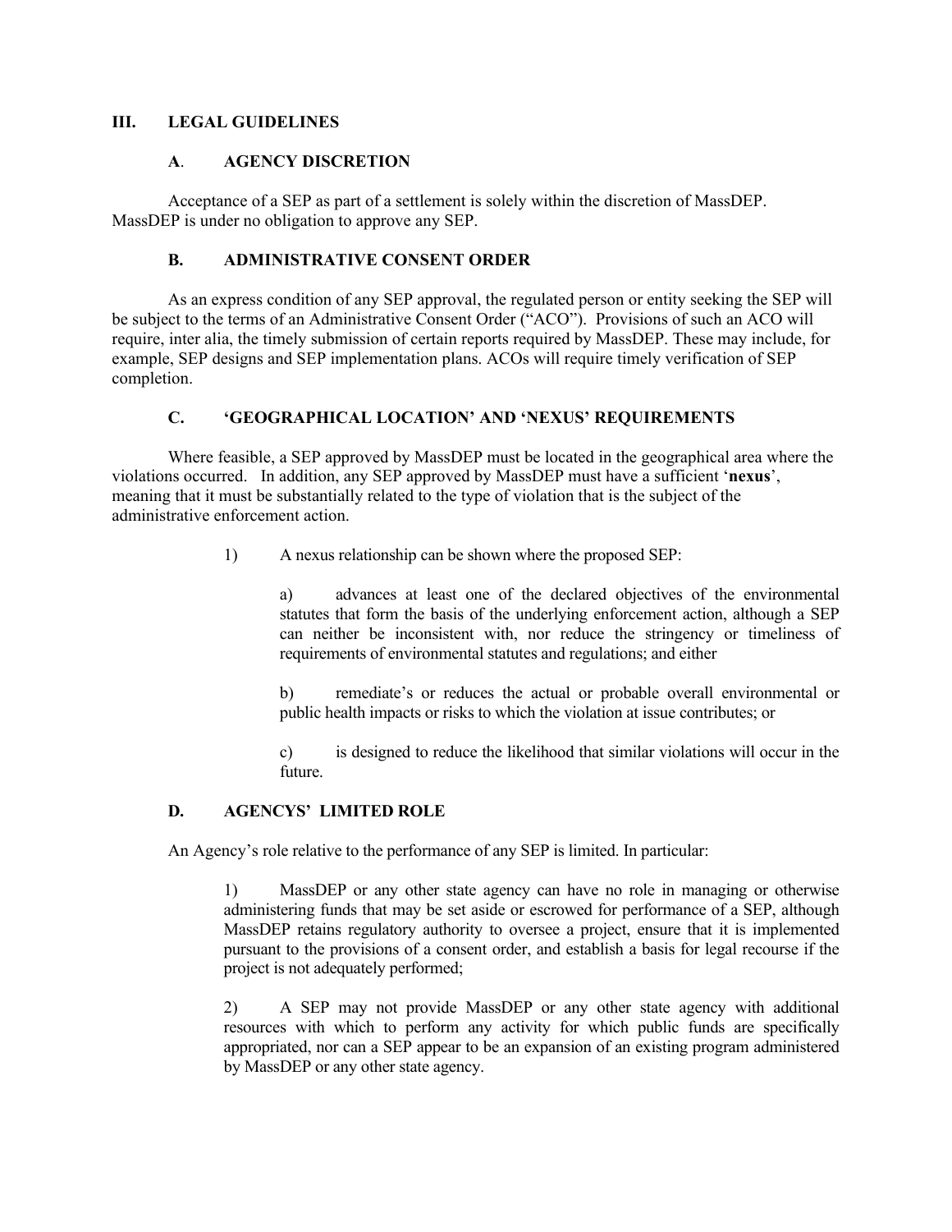## III. LEGAL GUIDELINES

### A. AGENCY DISCRETION

Acceptance of a SEP as part of a settlement is solely within the discretion of MassDEP. MassDEP is under no obligation to approve any SEP.

### B. ADMINISTRATIVE CONSENT ORDER

As an express condition of any SEP approval, the regulated person or entity seeking the SEP will be subject to the terms of an Administrative Consent Order ("ACO"). Provisions of such an ACO will require, inter alia, the timely submission of certain reports required by MassDEP. These may include, for example, SEP designs and SEP implementation plans. ACOs will require timely verification of SEP completion.

### C. 'GEOGRAPHICAL LOCATION' AND 'NEXUS' REQUIREMENTS

Where feasible, a SEP approved by MassDEP must be located in the geographical area where the violations occurred. In addition, any SEP approved by MassDEP must have a sufficient '**nexus**', meaning that it must be substantially related to the type of violation that is the subject of the administrative enforcement action.

1) A nexus relationship can be shown where the proposed SEP:

   a) advances at least one of the declared objectives of the environmental statutes that form the basis of the underlying enforcement action, although a SEP can neither be inconsistent with, nor reduce the stringency or timeliness of requirements of environmental statutes and regulations; and either

   b) remediate's or reduces the actual or probable overall environmental or public health impacts or risks to which the violation at issue contributes; or

   c) is designed to reduce the likelihood that similar violations will occur in the future.

### D. AGENCYS' LIMITED ROLE

An Agency's role relative to the performance of any SEP is limited. In particular:

1) MassDEP or any other state agency can have no role in managing or otherwise administering funds that may be set aside or escrowed for performance of a SEP, although MassDEP retains regulatory authority to oversee a project, ensure that it is implemented pursuant to the provisions of a consent order, and establish a basis for legal recourse if the project is not adequately performed;

2) A SEP may not provide MassDEP or any other state agency with additional resources with which to perform any activity for which public funds are specifically appropriated, nor can a SEP appear to be an expansion of an existing program administered by MassDEP or any other state agency.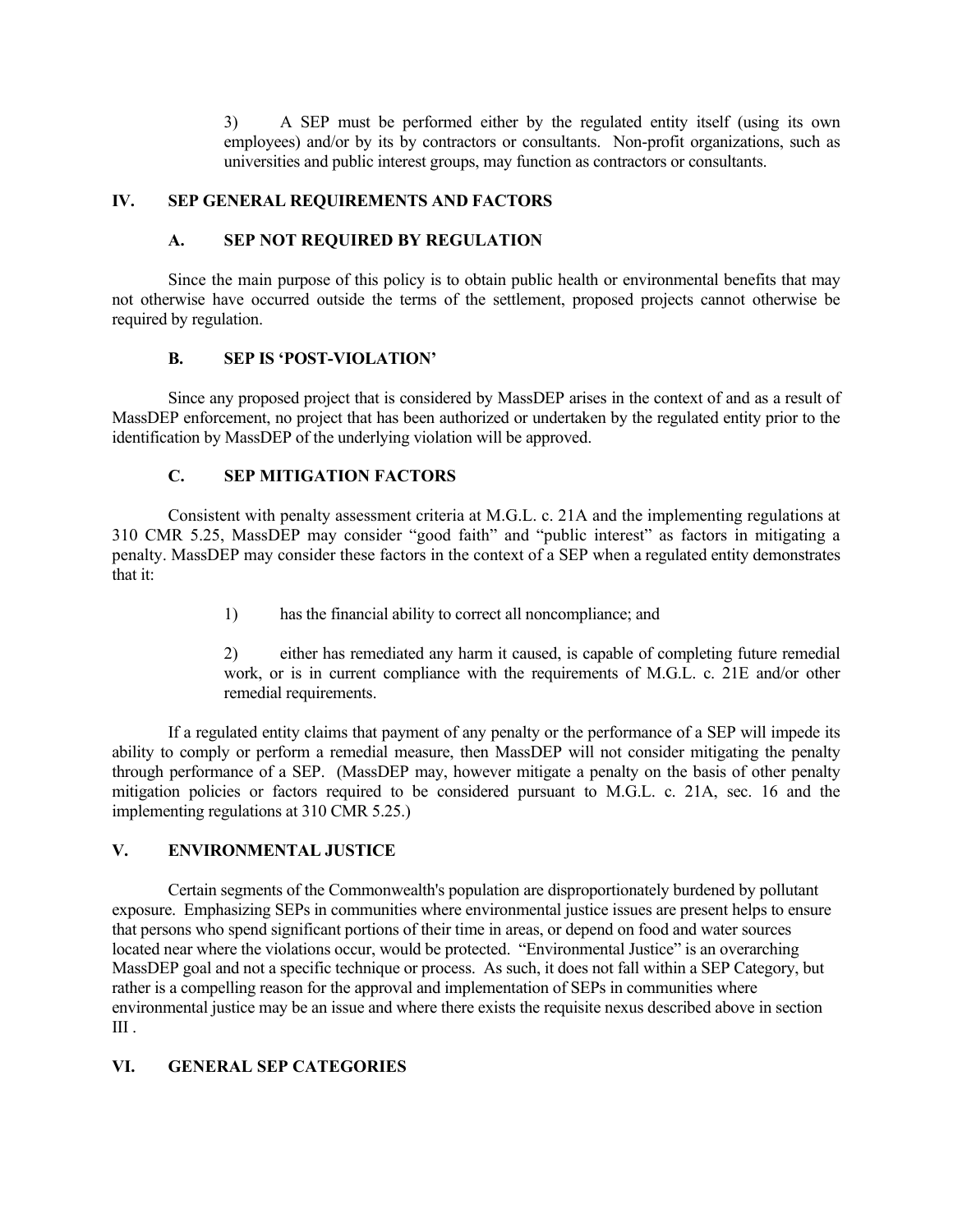3) A SEP must be performed either by the regulated entity itself (using its own employees) and/or by its by contractors or consultants. Non-profit organizations, such as universities and public interest groups, may function as contractors or consultants.

## IV. SEP GENERAL REQUIREMENTS AND FACTORS

### A. SEP NOT REQUIRED BY REGULATION

Since the main purpose of this policy is to obtain public health or environmental benefits that may not otherwise have occurred outside the terms of the settlement, proposed projects cannot otherwise be required by regulation.

### B. SEP IS 'POST-VIOLATION'

Since any proposed project that is considered by MassDEP arises in the context of and as a result of MassDEP enforcement, no project that has been authorized or undertaken by the regulated entity prior to the identification by MassDEP of the underlying violation will be approved.

### C. SEP MITIGATION FACTORS

Consistent with penalty assessment criteria at M.G.L. c. 21A and the implementing regulations at 310 CMR 5.25, MassDEP may consider "good faith" and "public interest" as factors in mitigating a penalty. MassDEP may consider these factors in the context of a SEP when a regulated entity demonstrates that it:

1) has the financial ability to correct all noncompliance; and

2) either has remediated any harm it caused, is capable of completing future remedial work, or is in current compliance with the requirements of M.G.L. c. 21E and/or other remedial requirements.

If a regulated entity claims that payment of any penalty or the performance of a SEP will impede its ability to comply or perform a remedial measure, then MassDEP will not consider mitigating the penalty through performance of a SEP. (MassDEP may, however mitigate a penalty on the basis of other penalty mitigation policies or factors required to be considered pursuant to M.G.L. c. 21A, sec. 16 and the implementing regulations at 310 CMR 5.25.)

## V. ENVIRONMENTAL JUSTICE

Certain segments of the Commonwealth's population are disproportionately burdened by pollutant exposure. Emphasizing SEPs in communities where environmental justice issues are present helps to ensure that persons who spend significant portions of their time in areas, or depend on food and water sources located near where the violations occur, would be protected. "Environmental Justice" is an overarching MassDEP goal and not a specific technique or process. As such, it does not fall within a SEP Category, but rather is a compelling reason for the approval and implementation of SEPs in communities where environmental justice may be an issue and where there exists the requisite nexus described above in section III .

## VI. GENERAL SEP CATEGORIES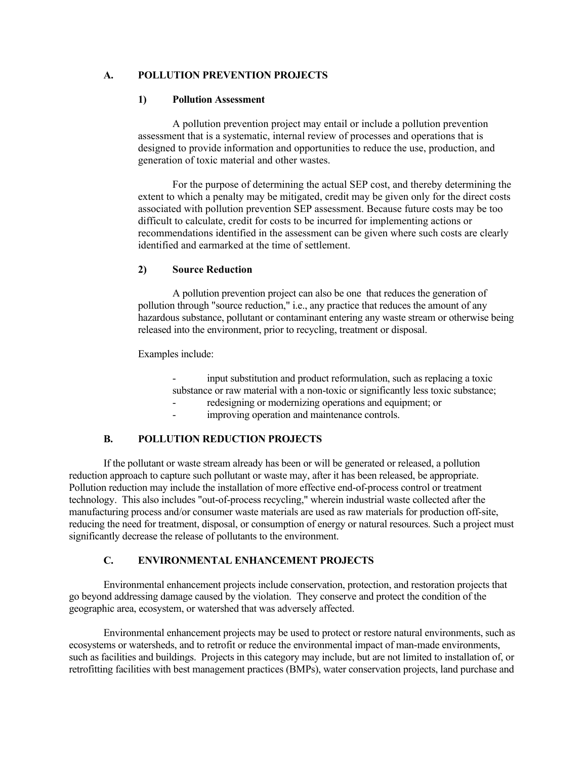## A. POLLUTION PREVENTION PROJECTS

### 1) Pollution Assessment

A pollution prevention project may entail or include a pollution prevention assessment that is a systematic, internal review of processes and operations that is designed to provide information and opportunities to reduce the use, production, and generation of toxic material and other wastes.

For the purpose of determining the actual SEP cost, and thereby determining the extent to which a penalty may be mitigated, credit may be given only for the direct costs associated with pollution prevention SEP assessment. Because future costs may be too difficult to calculate, credit for costs to be incurred for implementing actions or recommendations identified in the assessment can be given where such costs are clearly identified and earmarked at the time of settlement.

### 2) Source Reduction

A pollution prevention project can also be one that reduces the generation of pollution through "source reduction," i.e., any practice that reduces the amount of any hazardous substance, pollutant or contaminant entering any waste stream or otherwise being released into the environment, prior to recycling, treatment or disposal.

Examples include:

- input substitution and product reformulation, such as replacing a toxic substance or raw material with a non-toxic or significantly less toxic substance;
- redesigning or modernizing operations and equipment; or
- improving operation and maintenance controls.

## B. POLLUTION REDUCTION PROJECTS

If the pollutant or waste stream already has been or will be generated or released, a pollution reduction approach to capture such pollutant or waste may, after it has been released, be appropriate. Pollution reduction may include the installation of more effective end-of-process control or treatment technology. This also includes "out-of-process recycling," wherein industrial waste collected after the manufacturing process and/or consumer waste materials are used as raw materials for production off-site, reducing the need for treatment, disposal, or consumption of energy or natural resources. Such a project must significantly decrease the release of pollutants to the environment.

## C. ENVIRONMENTAL ENHANCEMENT PROJECTS

Environmental enhancement projects include conservation, protection, and restoration projects that go beyond addressing damage caused by the violation. They conserve and protect the condition of the geographic area, ecosystem, or watershed that was adversely affected.

Environmental enhancement projects may be used to protect or restore natural environments, such as ecosystems or watersheds, and to retrofit or reduce the environmental impact of man-made environments, such as facilities and buildings. Projects in this category may include, but are not limited to installation of, or retrofitting facilities with best management practices (BMPs), water conservation projects, land purchase and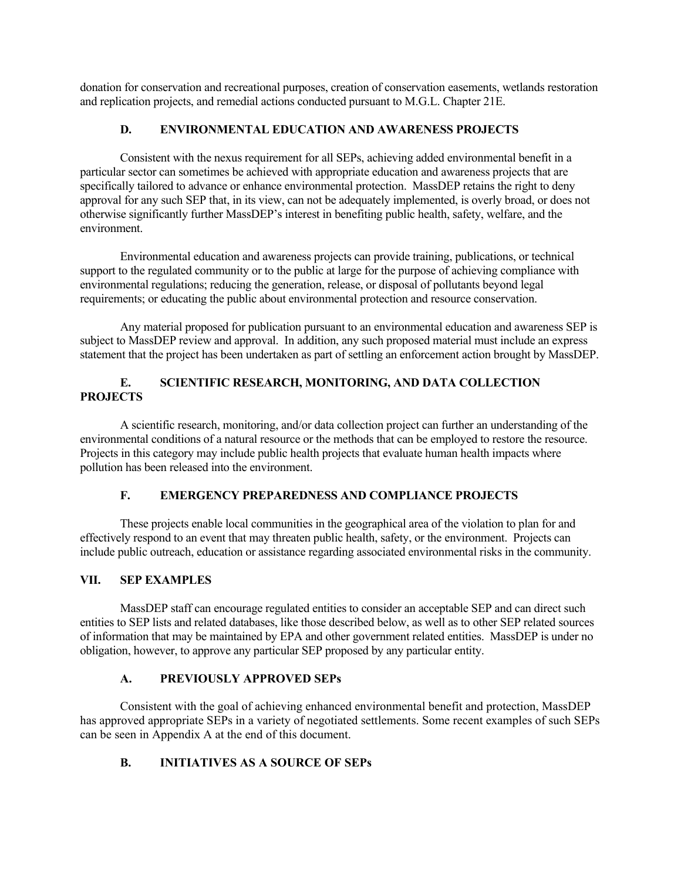donation for conservation and recreational purposes, creation of conservation easements, wetlands restoration and replication projects, and remedial actions conducted pursuant to M.G.L. Chapter 21E.

### D. ENVIRONMENTAL EDUCATION AND AWARENESS PROJECTS

Consistent with the nexus requirement for all SEPs, achieving added environmental benefit in a particular sector can sometimes be achieved with appropriate education and awareness projects that are specifically tailored to advance or enhance environmental protection. MassDEP retains the right to deny approval for any such SEP that, in its view, can not be adequately implemented, is overly broad, or does not otherwise significantly further MassDEP's interest in benefiting public health, safety, welfare, and the environment.

Environmental education and awareness projects can provide training, publications, or technical support to the regulated community or to the public at large for the purpose of achieving compliance with environmental regulations; reducing the generation, release, or disposal of pollutants beyond legal requirements; or educating the public about environmental protection and resource conservation.

Any material proposed for publication pursuant to an environmental education and awareness SEP is subject to MassDEP review and approval. In addition, any such proposed material must include an express statement that the project has been undertaken as part of settling an enforcement action brought by MassDEP.

### E. SCIENTIFIC RESEARCH, MONITORING, AND DATA COLLECTION PROJECTS

A scientific research, monitoring, and/or data collection project can further an understanding of the environmental conditions of a natural resource or the methods that can be employed to restore the resource. Projects in this category may include public health projects that evaluate human health impacts where pollution has been released into the environment.

### F. EMERGENCY PREPAREDNESS AND COMPLIANCE PROJECTS

These projects enable local communities in the geographical area of the violation to plan for and effectively respond to an event that may threaten public health, safety, or the environment. Projects can include public outreach, education or assistance regarding associated environmental risks in the community.

## VII. SEP EXAMPLES

MassDEP staff can encourage regulated entities to consider an acceptable SEP and can direct such entities to SEP lists and related databases, like those described below, as well as to other SEP related sources of information that may be maintained by EPA and other government related entities. MassDEP is under no obligation, however, to approve any particular SEP proposed by any particular entity.

### A. PREVIOUSLY APPROVED SEPs

Consistent with the goal of achieving enhanced environmental benefit and protection, MassDEP has approved appropriate SEPs in a variety of negotiated settlements. Some recent examples of such SEPs can be seen in Appendix A at the end of this document.

### B. INITIATIVES AS A SOURCE OF SEPs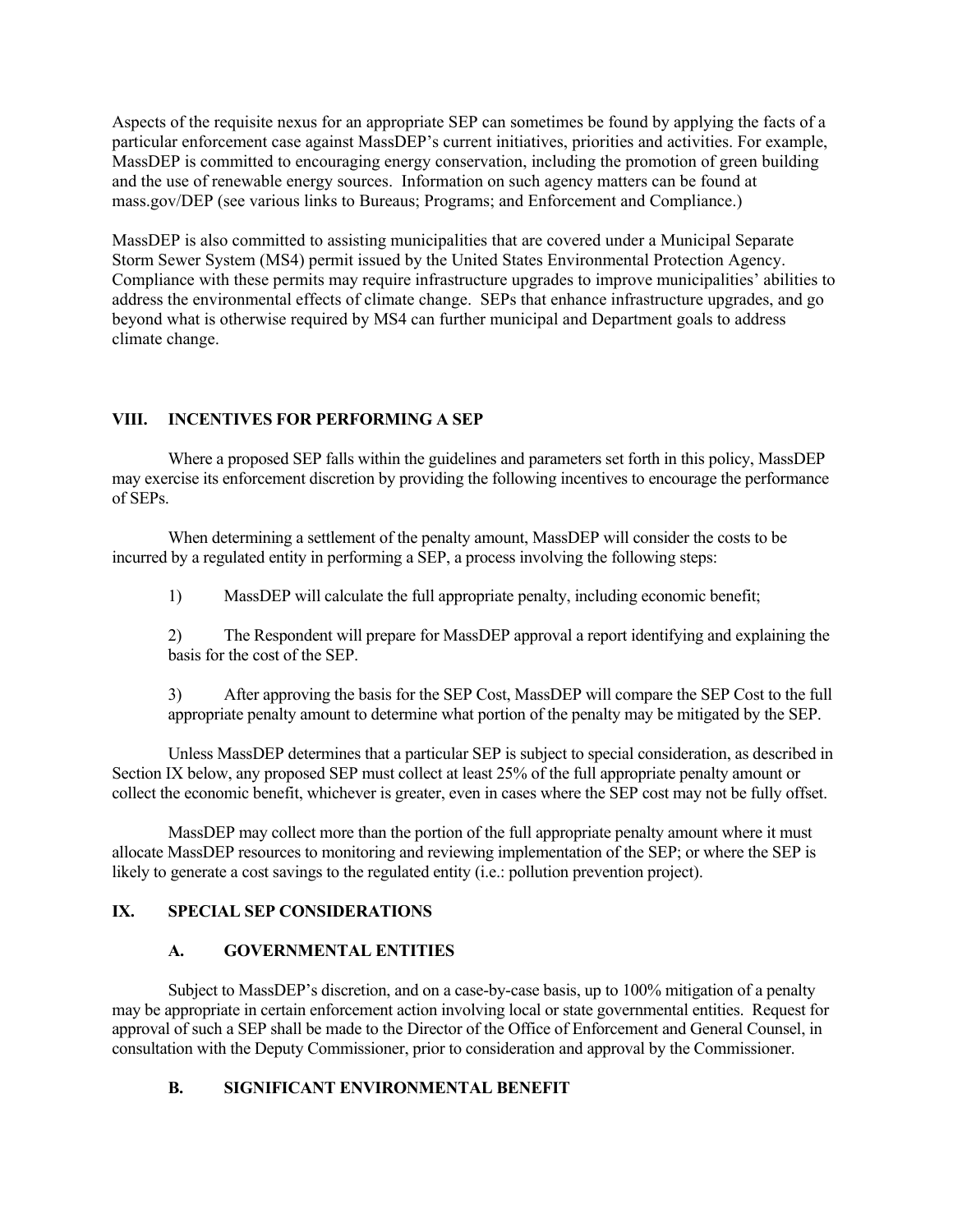Aspects of the requisite nexus for an appropriate SEP can sometimes be found by applying the facts of a particular enforcement case against MassDEP's current initiatives, priorities and activities. For example, MassDEP is committed to encouraging energy conservation, including the promotion of green building and the use of renewable energy sources. Information on such agency matters can be found at mass.gov/DEP (see various links to Bureaus; Programs; and Enforcement and Compliance.)

MassDEP is also committed to assisting municipalities that are covered under a Municipal Separate Storm Sewer System (MS4) permit issued by the United States Environmental Protection Agency. Compliance with these permits may require infrastructure upgrades to improve municipalities' abilities to address the environmental effects of climate change. SEPs that enhance infrastructure upgrades, and go beyond what is otherwise required by MS4 can further municipal and Department goals to address climate change.

## VIII. INCENTIVES FOR PERFORMING A SEP

Where a proposed SEP falls within the guidelines and parameters set forth in this policy, MassDEP may exercise its enforcement discretion by providing the following incentives to encourage the performance of SEPs.

When determining a settlement of the penalty amount, MassDEP will consider the costs to be incurred by a regulated entity in performing a SEP, a process involving the following steps:

1) MassDEP will calculate the full appropriate penalty, including economic benefit;

2) The Respondent will prepare for MassDEP approval a report identifying and explaining the basis for the cost of the SEP.

3) After approving the basis for the SEP Cost, MassDEP will compare the SEP Cost to the full appropriate penalty amount to determine what portion of the penalty may be mitigated by the SEP.

Unless MassDEP determines that a particular SEP is subject to special consideration, as described in Section IX below, any proposed SEP must collect at least 25% of the full appropriate penalty amount or collect the economic benefit, whichever is greater, even in cases where the SEP cost may not be fully offset.

MassDEP may collect more than the portion of the full appropriate penalty amount where it must allocate MassDEP resources to monitoring and reviewing implementation of the SEP; or where the SEP is likely to generate a cost savings to the regulated entity (i.e.: pollution prevention project).

## IX. SPECIAL SEP CONSIDERATIONS

### A. GOVERNMENTAL ENTITIES

Subject to MassDEP's discretion, and on a case-by-case basis, up to 100% mitigation of a penalty may be appropriate in certain enforcement action involving local or state governmental entities. Request for approval of such a SEP shall be made to the Director of the Office of Enforcement and General Counsel, in consultation with the Deputy Commissioner, prior to consideration and approval by the Commissioner.

### B. SIGNIFICANT ENVIRONMENTAL BENEFIT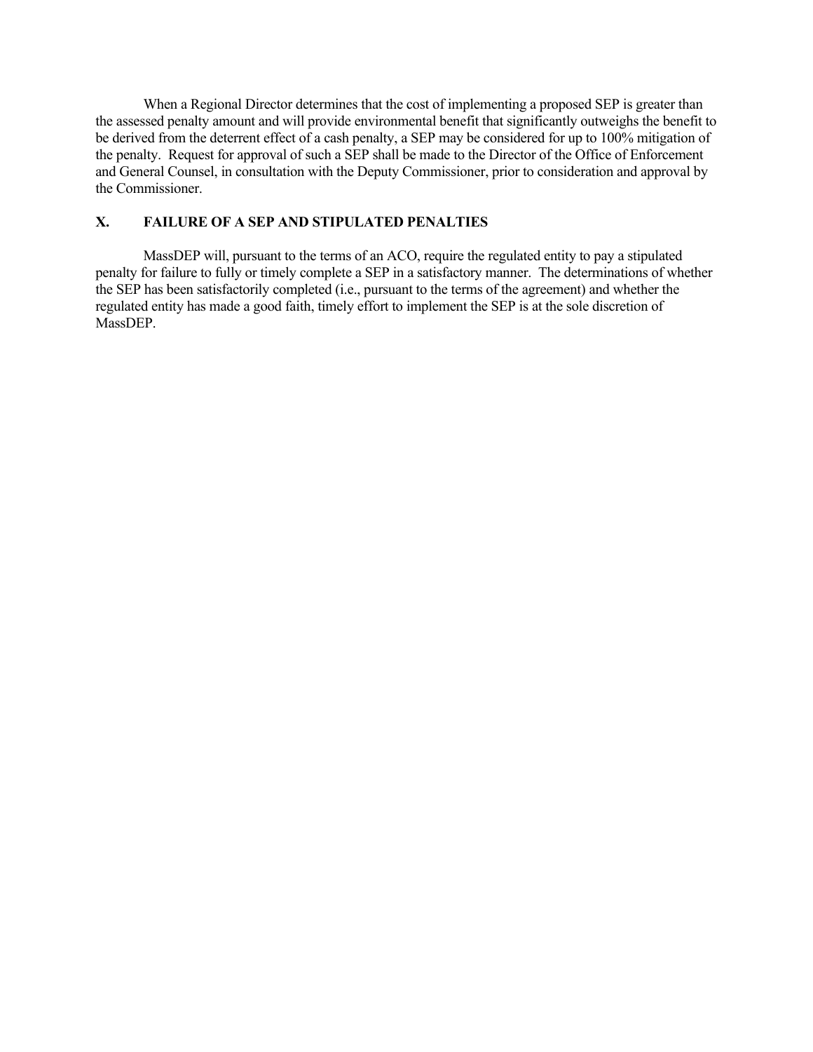When a Regional Director determines that the cost of implementing a proposed SEP is greater than the assessed penalty amount and will provide environmental benefit that significantly outweighs the benefit to be derived from the deterrent effect of a cash penalty, a SEP may be considered for up to 100% mitigation of the penalty. Request for approval of such a SEP shall be made to the Director of the Office of Enforcement and General Counsel, in consultation with the Deputy Commissioner, prior to consideration and approval by the Commissioner.

## X. FAILURE OF A SEP AND STIPULATED PENALTIES

MassDEP will, pursuant to the terms of an ACO, require the regulated entity to pay a stipulated penalty for failure to fully or timely complete a SEP in a satisfactory manner. The determinations of whether the SEP has been satisfactorily completed (i.e., pursuant to the terms of the agreement) and whether the regulated entity has made a good faith, timely effort to implement the SEP is at the sole discretion of MassDEP.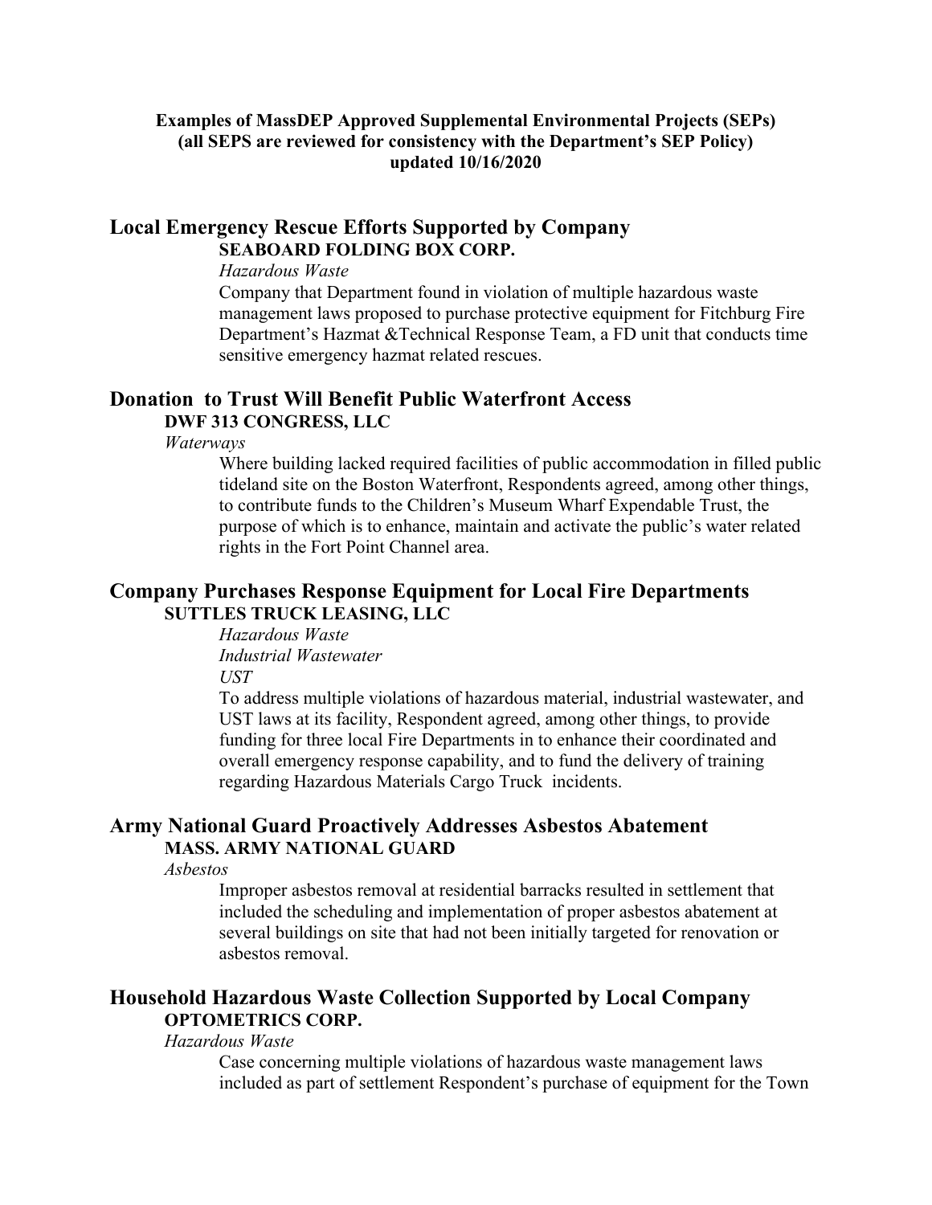**Examples of MassDEP Approved Supplemental Environmental Projects (SEPs)**
**(all SEPS are reviewed for consistency with the Department's SEP Policy)**
**updated 10/16/2020**

## Local Emergency Rescue Efforts Supported by Company

**SEABOARD FOLDING BOX CORP.**

*Hazardous Waste*

Company that Department found in violation of multiple hazardous waste management laws proposed to purchase protective equipment for Fitchburg Fire Department's Hazmat &Technical Response Team, a FD unit that conducts time sensitive emergency hazmat related rescues.

## Donation to Trust Will Benefit Public Waterfront Access

**DWF 313 CONGRESS, LLC**

*Waterways*

Where building lacked required facilities of public accommodation in filled public tideland site on the Boston Waterfront, Respondents agreed, among other things, to contribute funds to the Children's Museum Wharf Expendable Trust, the purpose of which is to enhance, maintain and activate the public's water related rights in the Fort Point Channel area.

## Company Purchases Response Equipment for Local Fire Departments

**SUTTLES TRUCK LEASING, LLC**

*Hazardous Waste*
*Industrial Wastewater*
*UST*

To address multiple violations of hazardous material, industrial wastewater, and UST laws at its facility, Respondent agreed, among other things, to provide funding for three local Fire Departments in to enhance their coordinated and overall emergency response capability, and to fund the delivery of training regarding Hazardous Materials Cargo Truck incidents.

## Army National Guard Proactively Addresses Asbestos Abatement

**MASS. ARMY NATIONAL GUARD**

*Asbestos*

Improper asbestos removal at residential barracks resulted in settlement that included the scheduling and implementation of proper asbestos abatement at several buildings on site that had not been initially targeted for renovation or asbestos removal.

## Household Hazardous Waste Collection Supported by Local Company

**OPTOMETRICS CORP.**

*Hazardous Waste*

Case concerning multiple violations of hazardous waste management laws included as part of settlement Respondent's purchase of equipment for the Town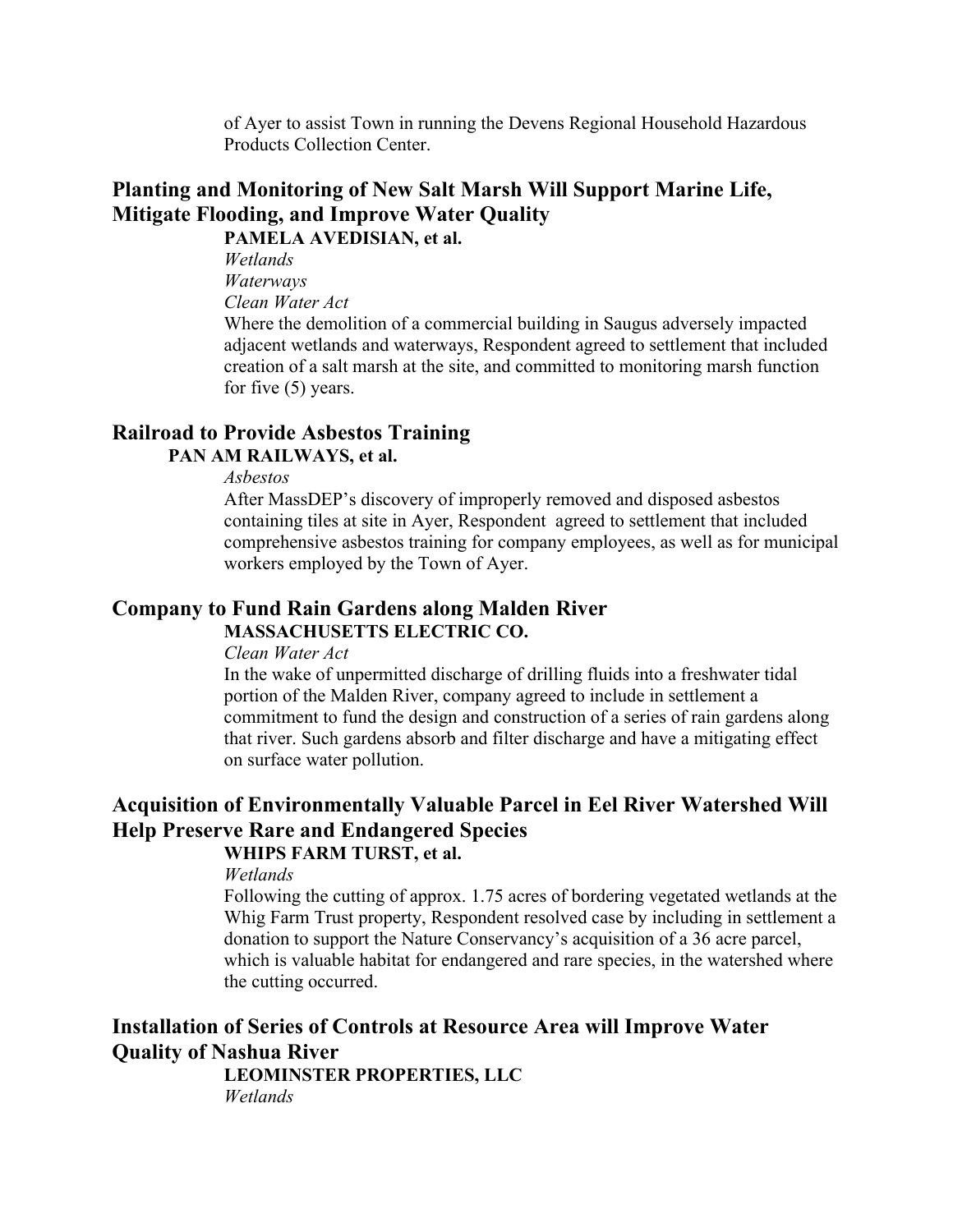of Ayer to assist Town in running the Devens Regional Household Hazardous Products Collection Center.

## Planting and Monitoring of New Salt Marsh Will Support Marine Life, Mitigate Flooding, and Improve Water Quality

**PAMELA AVEDISIAN, et al.**

*Wetlands*

*Waterways*

*Clean Water Act*

Where the demolition of a commercial building in Saugus adversely impacted adjacent wetlands and waterways, Respondent agreed to settlement that included creation of a salt marsh at the site, and committed to monitoring marsh function for five (5) years.

## Railroad to Provide Asbestos Training

**PAN AM RAILWAYS, et al.**

*Asbestos*

After MassDEP's discovery of improperly removed and disposed asbestos containing tiles at site in Ayer, Respondent agreed to settlement that included comprehensive asbestos training for company employees, as well as for municipal workers employed by the Town of Ayer.

## Company to Fund Rain Gardens along Malden River

**MASSACHUSETTS ELECTRIC CO.**

*Clean Water Act*

In the wake of unpermitted discharge of drilling fluids into a freshwater tidal portion of the Malden River, company agreed to include in settlement a commitment to fund the design and construction of a series of rain gardens along that river. Such gardens absorb and filter discharge and have a mitigating effect on surface water pollution.

## Acquisition of Environmentally Valuable Parcel in Eel River Watershed Will Help Preserve Rare and Endangered Species

**WHIPS FARM TURST, et al.**

*Wetlands*

Following the cutting of approx. 1.75 acres of bordering vegetated wetlands at the Whig Farm Trust property, Respondent resolved case by including in settlement a donation to support the Nature Conservancy's acquisition of a 36 acre parcel, which is valuable habitat for endangered and rare species, in the watershed where the cutting occurred.

## Installation of Series of Controls at Resource Area will Improve Water Quality of Nashua River

**LEOMINSTER PROPERTIES, LLC**

*Wetlands*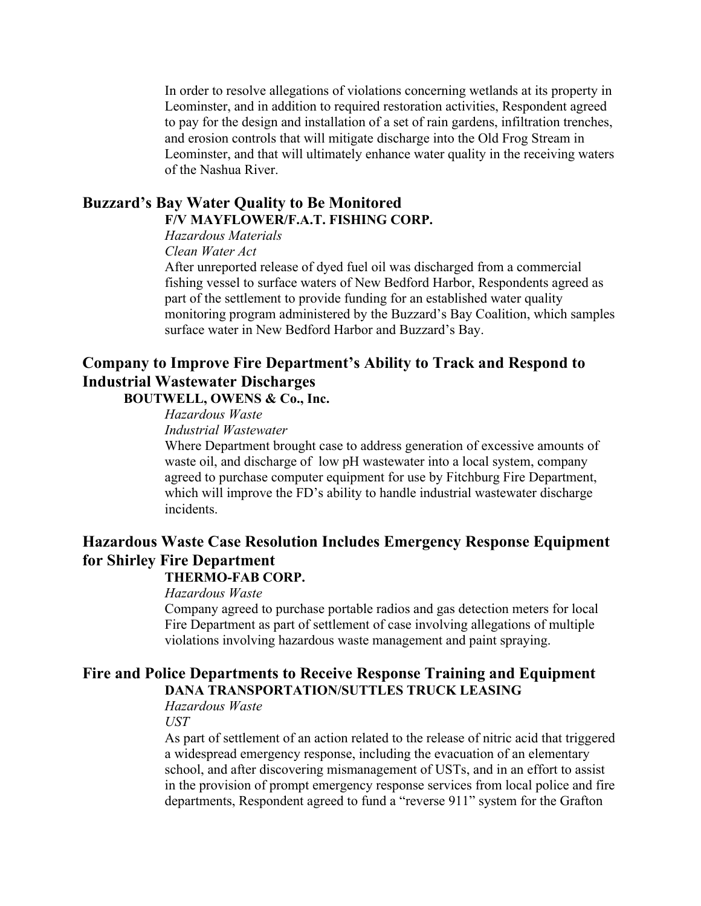In order to resolve allegations of violations concerning wetlands at its property in Leominster, and in addition to required restoration activities, Respondent agreed to pay for the design and installation of a set of rain gardens, infiltration trenches, and erosion controls that will mitigate discharge into the Old Frog Stream in Leominster, and that will ultimately enhance water quality in the receiving waters of the Nashua River.

## Buzzard's Bay Water Quality to Be Monitored

**F/V MAYFLOWER/F.A.T. FISHING CORP.**

*Hazardous Materials*

*Clean Water Act*

After unreported release of dyed fuel oil was discharged from a commercial fishing vessel to surface waters of New Bedford Harbor, Respondents agreed as part of the settlement to provide funding for an established water quality monitoring program administered by the Buzzard's Bay Coalition, which samples surface water in New Bedford Harbor and Buzzard's Bay.

## Company to Improve Fire Department's Ability to Track and Respond to Industrial Wastewater Discharges

**BOUTWELL, OWENS & Co., Inc.**

*Hazardous Waste*

*Industrial Wastewater*

Where Department brought case to address generation of excessive amounts of waste oil, and discharge of low pH wastewater into a local system, company agreed to purchase computer equipment for use by Fitchburg Fire Department, which will improve the FD's ability to handle industrial wastewater discharge incidents.

## Hazardous Waste Case Resolution Includes Emergency Response Equipment for Shirley Fire Department

**THERMO-FAB CORP.**

*Hazardous Waste*

Company agreed to purchase portable radios and gas detection meters for local Fire Department as part of settlement of case involving allegations of multiple violations involving hazardous waste management and paint spraying.

## Fire and Police Departments to Receive Response Training and Equipment

**DANA TRANSPORTATION/SUTTLES TRUCK LEASING**

*Hazardous Waste*

*UST*

As part of settlement of an action related to the release of nitric acid that triggered a widespread emergency response, including the evacuation of an elementary school, and after discovering mismanagement of USTs, and in an effort to assist in the provision of prompt emergency response services from local police and fire departments, Respondent agreed to fund a "reverse 911" system for the Grafton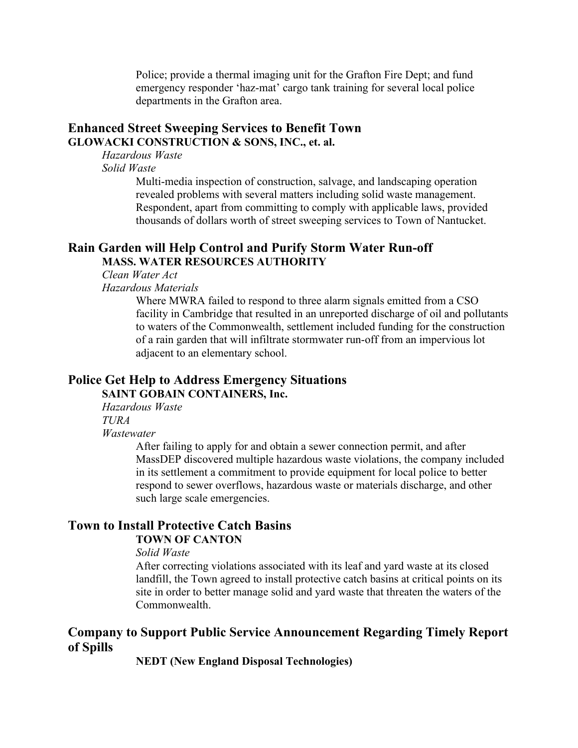Police; provide a thermal imaging unit for the Grafton Fire Dept; and fund emergency responder 'haz-mat' cargo tank training for several local police departments in the Grafton area.

## Enhanced Street Sweeping Services to Benefit Town

**GLOWACKI CONSTRUCTION & SONS, INC., et. al.**

*Hazardous Waste*
*Solid Waste*

Multi-media inspection of construction, salvage, and landscaping operation revealed problems with several matters including solid waste management. Respondent, apart from committing to comply with applicable laws, provided thousands of dollars worth of street sweeping services to Town of Nantucket.

## Rain Garden will Help Control and Purify Storm Water Run-off

**MASS. WATER RESOURCES AUTHORITY**

*Clean Water Act*
*Hazardous Materials*

Where MWRA failed to respond to three alarm signals emitted from a CSO facility in Cambridge that resulted in an unreported discharge of oil and pollutants to waters of the Commonwealth, settlement included funding for the construction of a rain garden that will infiltrate stormwater run-off from an impervious lot adjacent to an elementary school.

## Police Get Help to Address Emergency Situations

**SAINT GOBAIN CONTAINERS, Inc.**

*Hazardous Waste*
*TURA*
*Wastewater*

After failing to apply for and obtain a sewer connection permit, and after MassDEP discovered multiple hazardous waste violations, the company included in its settlement a commitment to provide equipment for local police to better respond to sewer overflows, hazardous waste or materials discharge, and other such large scale emergencies.

## Town to Install Protective Catch Basins

**TOWN OF CANTON**

*Solid Waste*

After correcting violations associated with its leaf and yard waste at its closed landfill, the Town agreed to install protective catch basins at critical points on its site in order to better manage solid and yard waste that threaten the waters of the Commonwealth.

## Company to Support Public Service Announcement Regarding Timely Report of Spills

**NEDT (New England Disposal Technologies)**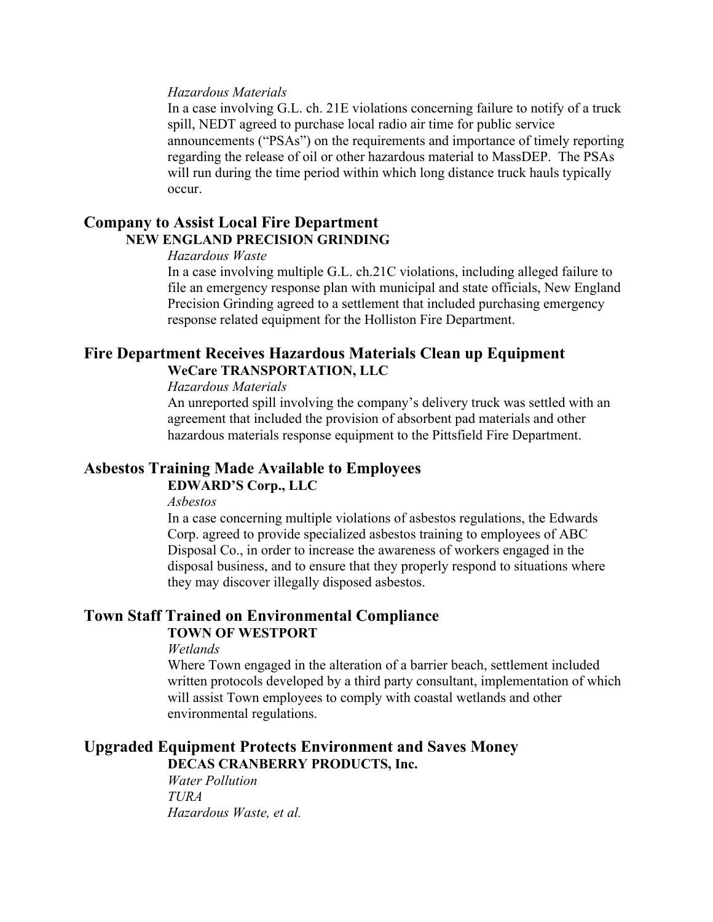*Hazardous Materials*

In a case involving G.L. ch. 21E violations concerning failure to notify of a truck spill, NEDT agreed to purchase local radio air time for public service announcements ("PSAs") on the requirements and importance of timely reporting regarding the release of oil or other hazardous material to MassDEP. The PSAs will run during the time period within which long distance truck hauls typically occur.

## Company to Assist Local Fire Department

**NEW ENGLAND PRECISION GRINDING**

*Hazardous Waste*

In a case involving multiple G.L. ch.21C violations, including alleged failure to file an emergency response plan with municipal and state officials, New England Precision Grinding agreed to a settlement that included purchasing emergency response related equipment for the Holliston Fire Department.

## Fire Department Receives Hazardous Materials Clean up Equipment

**WeCare TRANSPORTATION, LLC**

*Hazardous Materials*

An unreported spill involving the company's delivery truck was settled with an agreement that included the provision of absorbent pad materials and other hazardous materials response equipment to the Pittsfield Fire Department.

## Asbestos Training Made Available to Employees

**EDWARD'S Corp., LLC**

*Asbestos*

In a case concerning multiple violations of asbestos regulations, the Edwards Corp. agreed to provide specialized asbestos training to employees of ABC Disposal Co., in order to increase the awareness of workers engaged in the disposal business, and to ensure that they properly respond to situations where they may discover illegally disposed asbestos.

## Town Staff Trained on Environmental Compliance

**TOWN OF WESTPORT**

*Wetlands*

Where Town engaged in the alteration of a barrier beach, settlement included written protocols developed by a third party consultant, implementation of which will assist Town employees to comply with coastal wetlands and other environmental regulations.

## Upgraded Equipment Protects Environment and Saves Money

**DECAS CRANBERRY PRODUCTS, Inc.**

*Water Pollution*
*TURA*
*Hazardous Waste, et al.*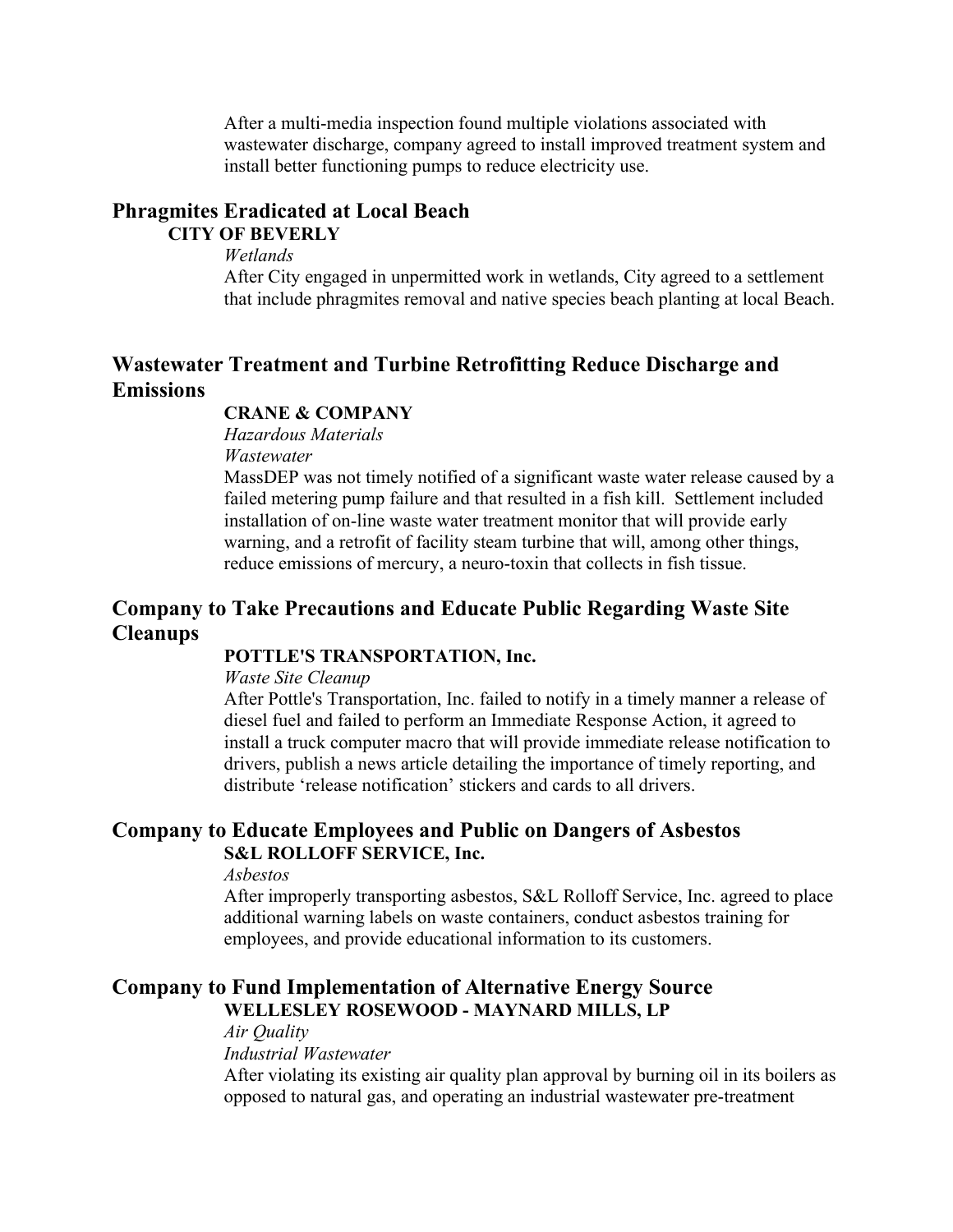After a multi-media inspection found multiple violations associated with wastewater discharge, company agreed to install improved treatment system and install better functioning pumps to reduce electricity use.

## Phragmites Eradicated at Local Beach

**CITY OF BEVERLY**

*Wetlands*

After City engaged in unpermitted work in wetlands, City agreed to a settlement that include phragmites removal and native species beach planting at local Beach.

## Wastewater Treatment and Turbine Retrofitting Reduce Discharge and Emissions

**CRANE & COMPANY**

*Hazardous Materials*

*Wastewater*

MassDEP was not timely notified of a significant waste water release caused by a failed metering pump failure and that resulted in a fish kill. Settlement included installation of on-line waste water treatment monitor that will provide early warning, and a retrofit of facility steam turbine that will, among other things, reduce emissions of mercury, a neuro-toxin that collects in fish tissue.

## Company to Take Precautions and Educate Public Regarding Waste Site Cleanups

**POTTLE'S TRANSPORTATION, Inc.**

*Waste Site Cleanup*

After Pottle's Transportation, Inc. failed to notify in a timely manner a release of diesel fuel and failed to perform an Immediate Response Action, it agreed to install a truck computer macro that will provide immediate release notification to drivers, publish a news article detailing the importance of timely reporting, and distribute 'release notification' stickers and cards to all drivers.

## Company to Educate Employees and Public on Dangers of Asbestos

**S&L ROLLOFF SERVICE, Inc.**

*Asbestos*

After improperly transporting asbestos, S&L Rolloff Service, Inc. agreed to place additional warning labels on waste containers, conduct asbestos training for employees, and provide educational information to its customers.

## Company to Fund Implementation of Alternative Energy Source

**WELLESLEY ROSEWOOD - MAYNARD MILLS, LP**

*Air Quality*

*Industrial Wastewater*

After violating its existing air quality plan approval by burning oil in its boilers as opposed to natural gas, and operating an industrial wastewater pre-treatment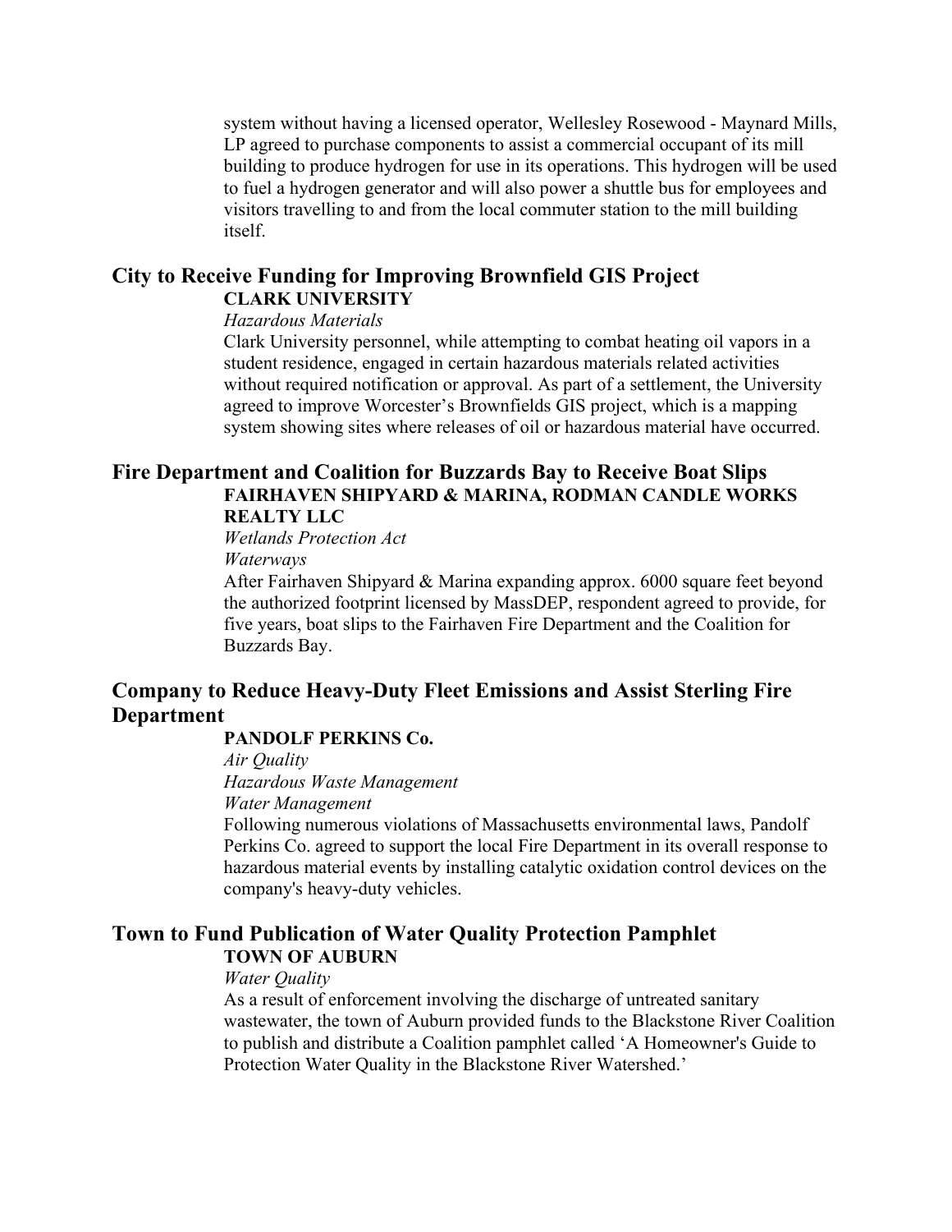system without having a licensed operator, Wellesley Rosewood - Maynard Mills, LP agreed to purchase components to assist a commercial occupant of its mill building to produce hydrogen for use in its operations. This hydrogen will be used to fuel a hydrogen generator and will also power a shuttle bus for employees and visitors travelling to and from the local commuter station to the mill building itself.

## City to Receive Funding for Improving Brownfield GIS Project

**CLARK UNIVERSITY**

*Hazardous Materials*

Clark University personnel, while attempting to combat heating oil vapors in a student residence, engaged in certain hazardous materials related activities without required notification or approval. As part of a settlement, the University agreed to improve Worcester's Brownfields GIS project, which is a mapping system showing sites where releases of oil or hazardous material have occurred.

## Fire Department and Coalition for Buzzards Bay to Receive Boat Slips

**FAIRHAVEN SHIPYARD & MARINA, RODMAN CANDLE WORKS REALTY LLC**

*Wetlands Protection Act*

*Waterways*

After Fairhaven Shipyard & Marina expanding approx. 6000 square feet beyond the authorized footprint licensed by MassDEP, respondent agreed to provide, for five years, boat slips to the Fairhaven Fire Department and the Coalition for Buzzards Bay.

## Company to Reduce Heavy-Duty Fleet Emissions and Assist Sterling Fire Department

**PANDOLF PERKINS Co.**

*Air Quality*

*Hazardous Waste Management*

*Water Management*

Following numerous violations of Massachusetts environmental laws, Pandolf Perkins Co. agreed to support the local Fire Department in its overall response to hazardous material events by installing catalytic oxidation control devices on the company's heavy-duty vehicles.

## Town to Fund Publication of Water Quality Protection Pamphlet

**TOWN OF AUBURN**

*Water Quality*

As a result of enforcement involving the discharge of untreated sanitary wastewater, the town of Auburn provided funds to the Blackstone River Coalition to publish and distribute a Coalition pamphlet called 'A Homeowner's Guide to Protection Water Quality in the Blackstone River Watershed.'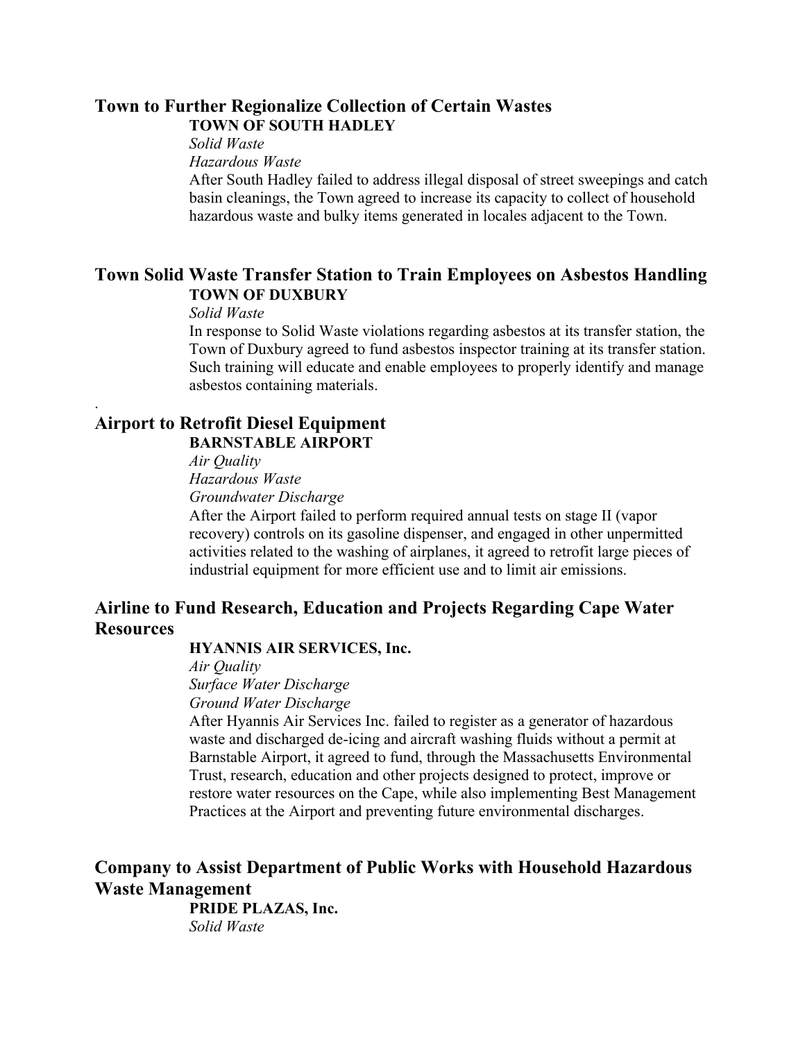## Town to Further Regionalize Collection of Certain Wastes

**TOWN OF SOUTH HADLEY**

*Solid Waste*

*Hazardous Waste*

After South Hadley failed to address illegal disposal of street sweepings and catch basin cleanings, the Town agreed to increase its capacity to collect of household hazardous waste and bulky items generated in locales adjacent to the Town.

## Town Solid Waste Transfer Station to Train Employees on Asbestos Handling

**TOWN OF DUXBURY**

*Solid Waste*

In response to Solid Waste violations regarding asbestos at its transfer station, the Town of Duxbury agreed to fund asbestos inspector training at its transfer station. Such training will educate and enable employees to properly identify and manage asbestos containing materials.

.

## Airport to Retrofit Diesel Equipment

**BARNSTABLE AIRPORT**

*Air Quality*

*Hazardous Waste*

*Groundwater Discharge*

After the Airport failed to perform required annual tests on stage II (vapor recovery) controls on its gasoline dispenser, and engaged in other unpermitted activities related to the washing of airplanes, it agreed to retrofit large pieces of industrial equipment for more efficient use and to limit air emissions.

## Airline to Fund Research, Education and Projects Regarding Cape Water Resources

**HYANNIS AIR SERVICES, Inc.**

*Air Quality*

*Surface Water Discharge*

*Ground Water Discharge*

After Hyannis Air Services Inc. failed to register as a generator of hazardous waste and discharged de-icing and aircraft washing fluids without a permit at Barnstable Airport, it agreed to fund, through the Massachusetts Environmental Trust, research, education and other projects designed to protect, improve or restore water resources on the Cape, while also implementing Best Management Practices at the Airport and preventing future environmental discharges.

## Company to Assist Department of Public Works with Household Hazardous Waste Management

**PRIDE PLAZAS, Inc.**

*Solid Waste*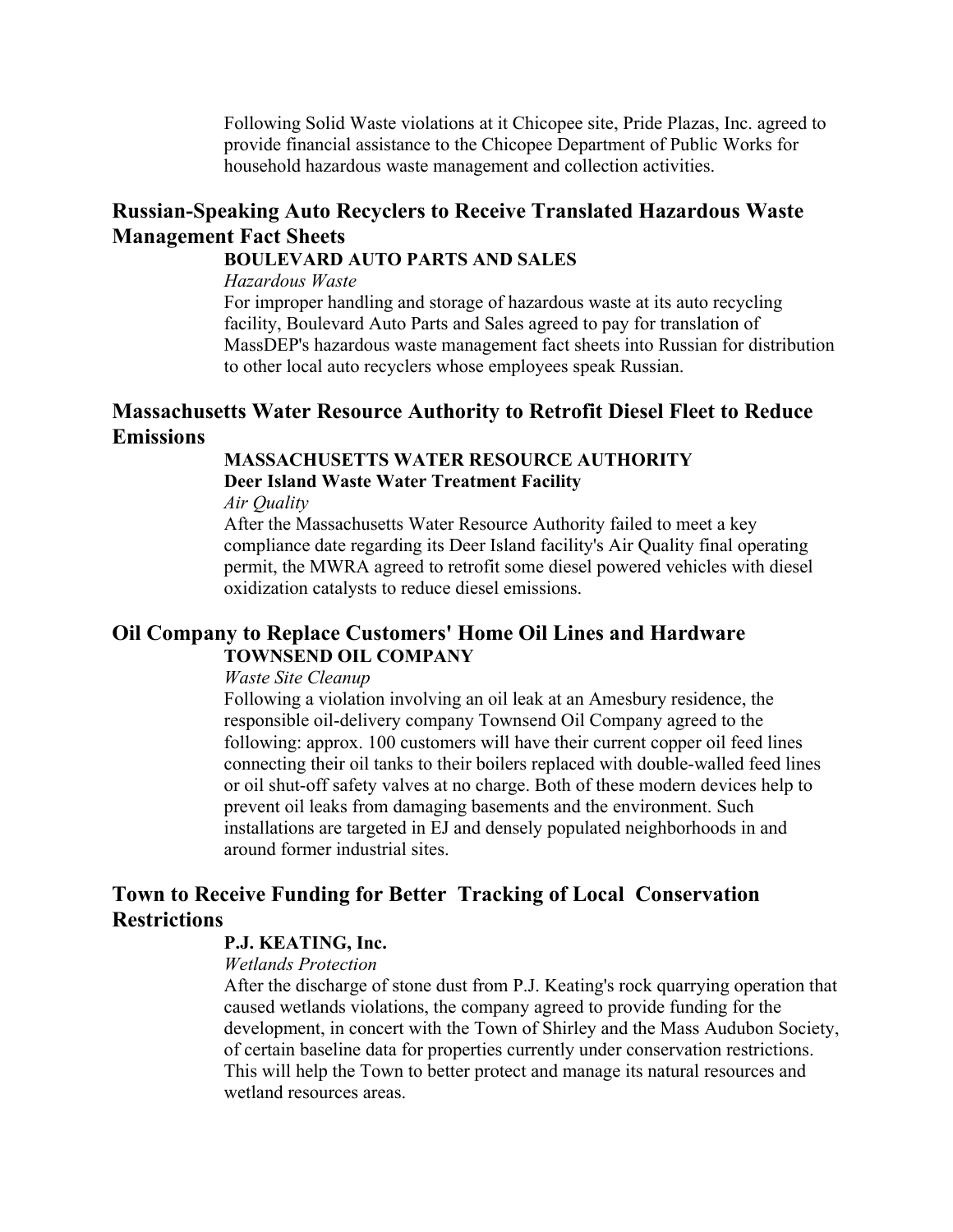Following Solid Waste violations at it Chicopee site, Pride Plazas, Inc. agreed to provide financial assistance to the Chicopee Department of Public Works for household hazardous waste management and collection activities.

## Russian-Speaking Auto Recyclers to Receive Translated Hazardous Waste Management Fact Sheets

**BOULEVARD AUTO PARTS AND SALES**

*Hazardous Waste*

For improper handling and storage of hazardous waste at its auto recycling facility, Boulevard Auto Parts and Sales agreed to pay for translation of MassDEP's hazardous waste management fact sheets into Russian for distribution to other local auto recyclers whose employees speak Russian.

## Massachusetts Water Resource Authority to Retrofit Diesel Fleet to Reduce Emissions

**MASSACHUSETTS WATER RESOURCE AUTHORITY**
**Deer Island Waste Water Treatment Facility**

*Air Quality*

After the Massachusetts Water Resource Authority failed to meet a key compliance date regarding its Deer Island facility's Air Quality final operating permit, the MWRA agreed to retrofit some diesel powered vehicles with diesel oxidization catalysts to reduce diesel emissions.

## Oil Company to Replace Customers' Home Oil Lines and Hardware

**TOWNSEND OIL COMPANY**

*Waste Site Cleanup*

Following a violation involving an oil leak at an Amesbury residence, the responsible oil-delivery company Townsend Oil Company agreed to the following: approx. 100 customers will have their current copper oil feed lines connecting their oil tanks to their boilers replaced with double-walled feed lines or oil shut-off safety valves at no charge. Both of these modern devices help to prevent oil leaks from damaging basements and the environment. Such installations are targeted in EJ and densely populated neighborhoods in and around former industrial sites.

## Town to Receive Funding for Better Tracking of Local Conservation Restrictions

**P.J. KEATING, Inc.**

*Wetlands Protection*

After the discharge of stone dust from P.J. Keating's rock quarrying operation that caused wetlands violations, the company agreed to provide funding for the development, in concert with the Town of Shirley and the Mass Audubon Society, of certain baseline data for properties currently under conservation restrictions. This will help the Town to better protect and manage its natural resources and wetland resources areas.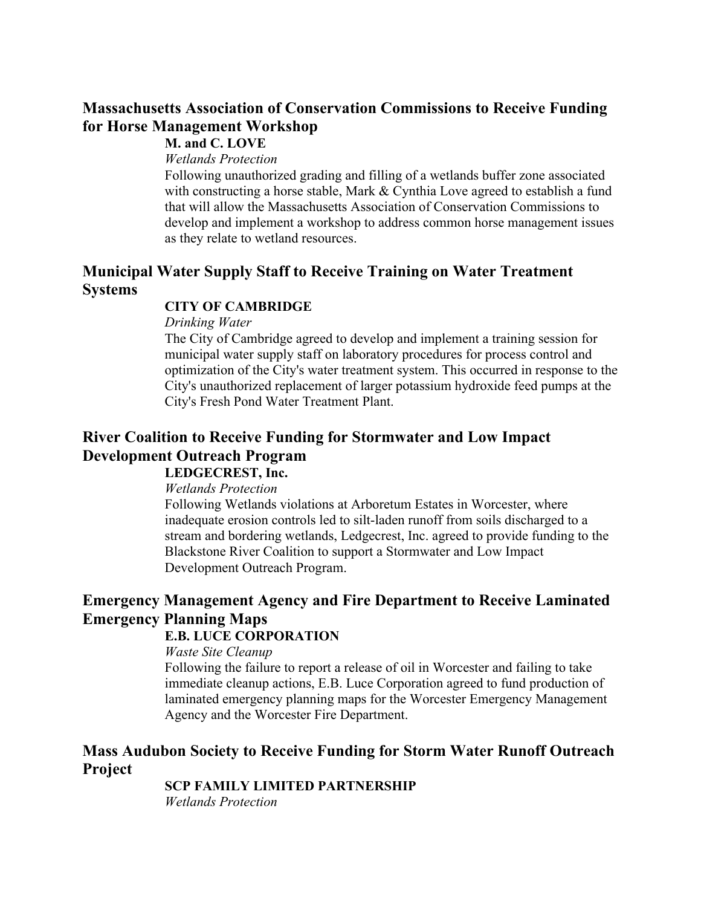## Massachusetts Association of Conservation Commissions to Receive Funding for Horse Management Workshop

**M. and C. LOVE**

*Wetlands Protection*

Following unauthorized grading and filling of a wetlands buffer zone associated with constructing a horse stable, Mark & Cynthia Love agreed to establish a fund that will allow the Massachusetts Association of Conservation Commissions to develop and implement a workshop to address common horse management issues as they relate to wetland resources.

## Municipal Water Supply Staff to Receive Training on Water Treatment Systems

**CITY OF CAMBRIDGE**

*Drinking Water*

The City of Cambridge agreed to develop and implement a training session for municipal water supply staff on laboratory procedures for process control and optimization of the City's water treatment system. This occurred in response to the City's unauthorized replacement of larger potassium hydroxide feed pumps at the City's Fresh Pond Water Treatment Plant.

## River Coalition to Receive Funding for Stormwater and Low Impact Development Outreach Program

**LEDGECREST, Inc.**

*Wetlands Protection*

Following Wetlands violations at Arboretum Estates in Worcester, where inadequate erosion controls led to silt-laden runoff from soils discharged to a stream and bordering wetlands, Ledgecrest, Inc. agreed to provide funding to the Blackstone River Coalition to support a Stormwater and Low Impact Development Outreach Program.

## Emergency Management Agency and Fire Department to Receive Laminated Emergency Planning Maps

**E.B. LUCE CORPORATION**

*Waste Site Cleanup*

Following the failure to report a release of oil in Worcester and failing to take immediate cleanup actions, E.B. Luce Corporation agreed to fund production of laminated emergency planning maps for the Worcester Emergency Management Agency and the Worcester Fire Department.

## Mass Audubon Society to Receive Funding for Storm Water Runoff Outreach Project

**SCP FAMILY LIMITED PARTNERSHIP**

*Wetlands Protection*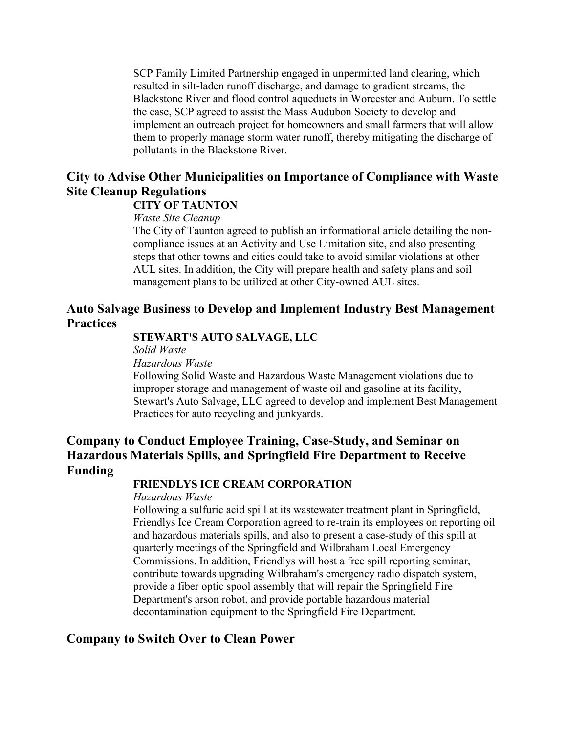SCP Family Limited Partnership engaged in unpermitted land clearing, which resulted in silt-laden runoff discharge, and damage to gradient streams, the Blackstone River and flood control aqueducts in Worcester and Auburn. To settle the case, SCP agreed to assist the Mass Audubon Society to develop and implement an outreach project for homeowners and small farmers that will allow them to properly manage storm water runoff, thereby mitigating the discharge of pollutants in the Blackstone River.

## City to Advise Other Municipalities on Importance of Compliance with Waste Site Cleanup Regulations

**CITY OF TAUNTON**

*Waste Site Cleanup*

The City of Taunton agreed to publish an informational article detailing the non-compliance issues at an Activity and Use Limitation site, and also presenting steps that other towns and cities could take to avoid similar violations at other AUL sites. In addition, the City will prepare health and safety plans and soil management plans to be utilized at other City-owned AUL sites.

## Auto Salvage Business to Develop and Implement Industry Best Management Practices

**STEWART'S AUTO SALVAGE, LLC**

*Solid Waste*

*Hazardous Waste*

Following Solid Waste and Hazardous Waste Management violations due to improper storage and management of waste oil and gasoline at its facility, Stewart's Auto Salvage, LLC agreed to develop and implement Best Management Practices for auto recycling and junkyards.

## Company to Conduct Employee Training, Case-Study, and Seminar on Hazardous Materials Spills, and Springfield Fire Department to Receive Funding

**FRIENDLYS ICE CREAM CORPORATION**

*Hazardous Waste*

Following a sulfuric acid spill at its wastewater treatment plant in Springfield, Friendlys Ice Cream Corporation agreed to re-train its employees on reporting oil and hazardous materials spills, and also to present a case-study of this spill at quarterly meetings of the Springfield and Wilbraham Local Emergency Commissions. In addition, Friendlys will host a free spill reporting seminar, contribute towards upgrading Wilbraham's emergency radio dispatch system, provide a fiber optic spool assembly that will repair the Springfield Fire Department's arson robot, and provide portable hazardous material decontamination equipment to the Springfield Fire Department.

## Company to Switch Over to Clean Power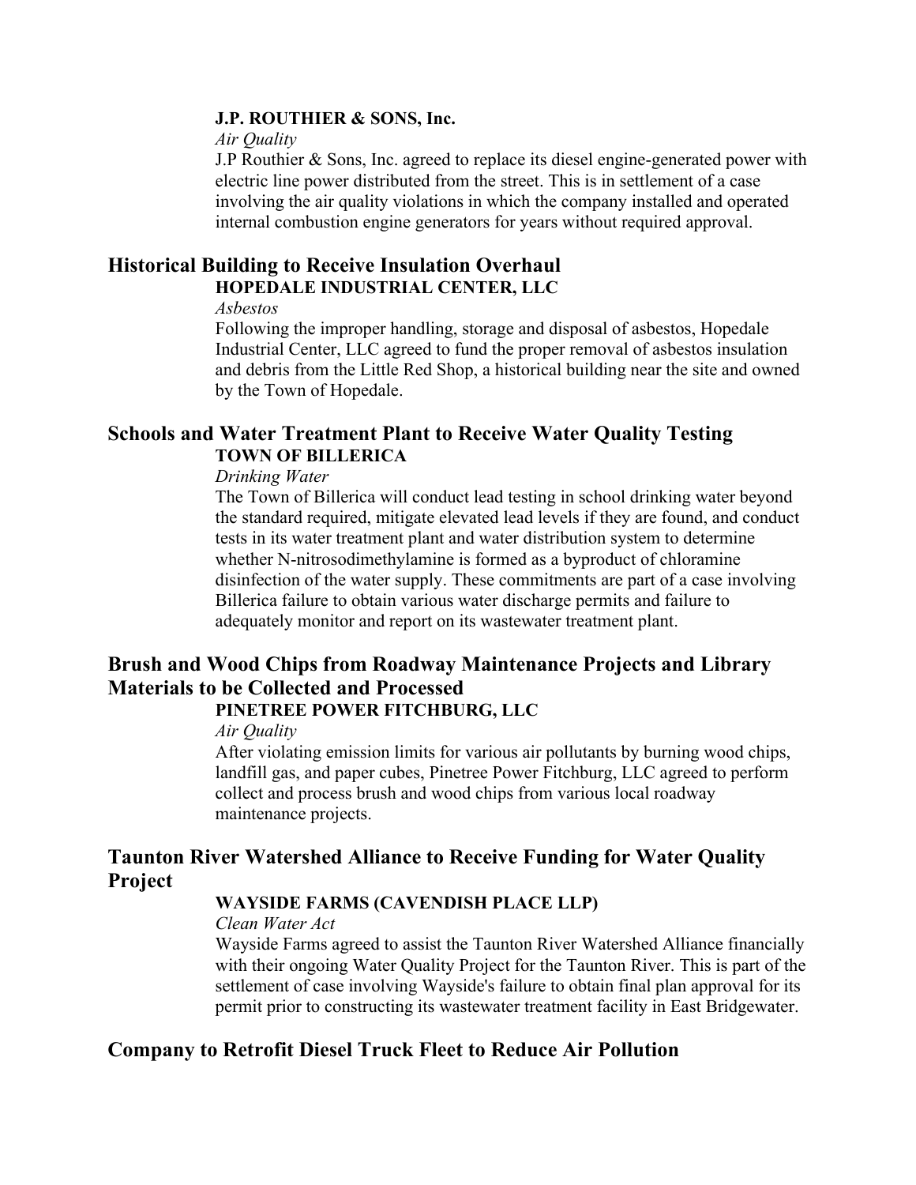**J.P. ROUTHIER & SONS, Inc.**

*Air Quality*

J.P Routhier & Sons, Inc. agreed to replace its diesel engine-generated power with electric line power distributed from the street. This is in settlement of a case involving the air quality violations in which the company installed and operated internal combustion engine generators for years without required approval.

## Historical Building to Receive Insulation Overhaul

**HOPEDALE INDUSTRIAL CENTER, LLC**

*Asbestos*

Following the improper handling, storage and disposal of asbestos, Hopedale Industrial Center, LLC agreed to fund the proper removal of asbestos insulation and debris from the Little Red Shop, a historical building near the site and owned by the Town of Hopedale.

## Schools and Water Treatment Plant to Receive Water Quality Testing

**TOWN OF BILLERICA**

*Drinking Water*

The Town of Billerica will conduct lead testing in school drinking water beyond the standard required, mitigate elevated lead levels if they are found, and conduct tests in its water treatment plant and water distribution system to determine whether N-nitrosodimethylamine is formed as a byproduct of chloramine disinfection of the water supply. These commitments are part of a case involving Billerica failure to obtain various water discharge permits and failure to adequately monitor and report on its wastewater treatment plant.

## Brush and Wood Chips from Roadway Maintenance Projects and Library Materials to be Collected and Processed

**PINETREE POWER FITCHBURG, LLC**

*Air Quality*

After violating emission limits for various air pollutants by burning wood chips, landfill gas, and paper cubes, Pinetree Power Fitchburg, LLC agreed to perform collect and process brush and wood chips from various local roadway maintenance projects.

## Taunton River Watershed Alliance to Receive Funding for Water Quality Project

**WAYSIDE FARMS (CAVENDISH PLACE LLP)**

*Clean Water Act*

Wayside Farms agreed to assist the Taunton River Watershed Alliance financially with their ongoing Water Quality Project for the Taunton River. This is part of the settlement of case involving Wayside's failure to obtain final plan approval for its permit prior to constructing its wastewater treatment facility in East Bridgewater.

## Company to Retrofit Diesel Truck Fleet to Reduce Air Pollution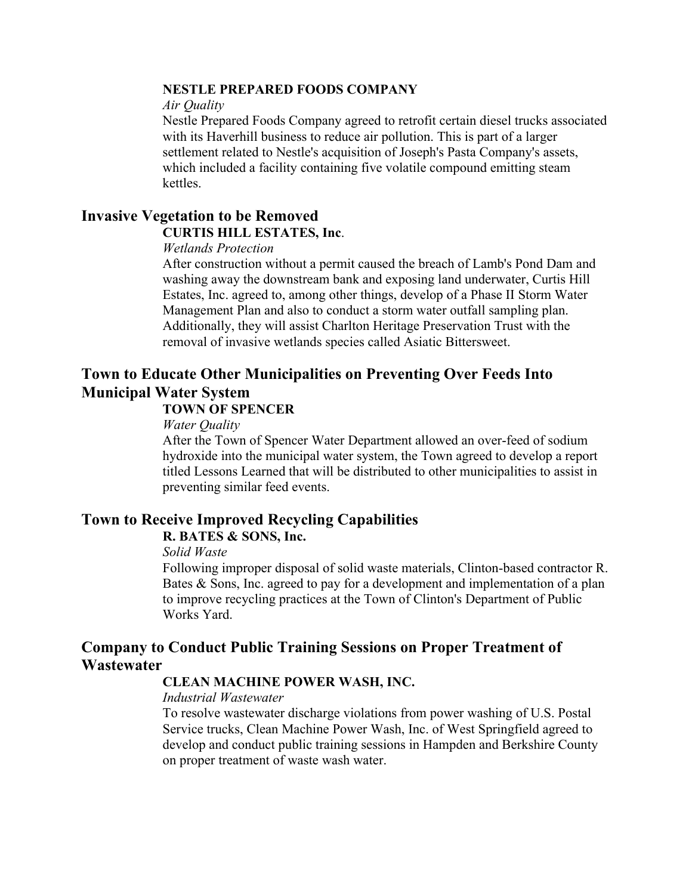**NESTLE PREPARED FOODS COMPANY**

*Air Quality*

Nestle Prepared Foods Company agreed to retrofit certain diesel trucks associated with its Haverhill business to reduce air pollution. This is part of a larger settlement related to Nestle's acquisition of Joseph's Pasta Company's assets, which included a facility containing five volatile compound emitting steam kettles.

## Invasive Vegetation to be Removed

**CURTIS HILL ESTATES, Inc**.

*Wetlands Protection*

After construction without a permit caused the breach of Lamb's Pond Dam and washing away the downstream bank and exposing land underwater, Curtis Hill Estates, Inc. agreed to, among other things, develop of a Phase II Storm Water Management Plan and also to conduct a storm water outfall sampling plan. Additionally, they will assist Charlton Heritage Preservation Trust with the removal of invasive wetlands species called Asiatic Bittersweet.

## Town to Educate Other Municipalities on Preventing Over Feeds Into Municipal Water System

**TOWN OF SPENCER**

*Water Quality*

After the Town of Spencer Water Department allowed an over-feed of sodium hydroxide into the municipal water system, the Town agreed to develop a report titled Lessons Learned that will be distributed to other municipalities to assist in preventing similar feed events.

## Town to Receive Improved Recycling Capabilities

**R. BATES & SONS, Inc.**

*Solid Waste*

Following improper disposal of solid waste materials, Clinton-based contractor R. Bates & Sons, Inc. agreed to pay for a development and implementation of a plan to improve recycling practices at the Town of Clinton's Department of Public Works Yard.

## Company to Conduct Public Training Sessions on Proper Treatment of Wastewater

**CLEAN MACHINE POWER WASH, INC.**

*Industrial Wastewater*

To resolve wastewater discharge violations from power washing of U.S. Postal Service trucks, Clean Machine Power Wash, Inc. of West Springfield agreed to develop and conduct public training sessions in Hampden and Berkshire County on proper treatment of waste wash water.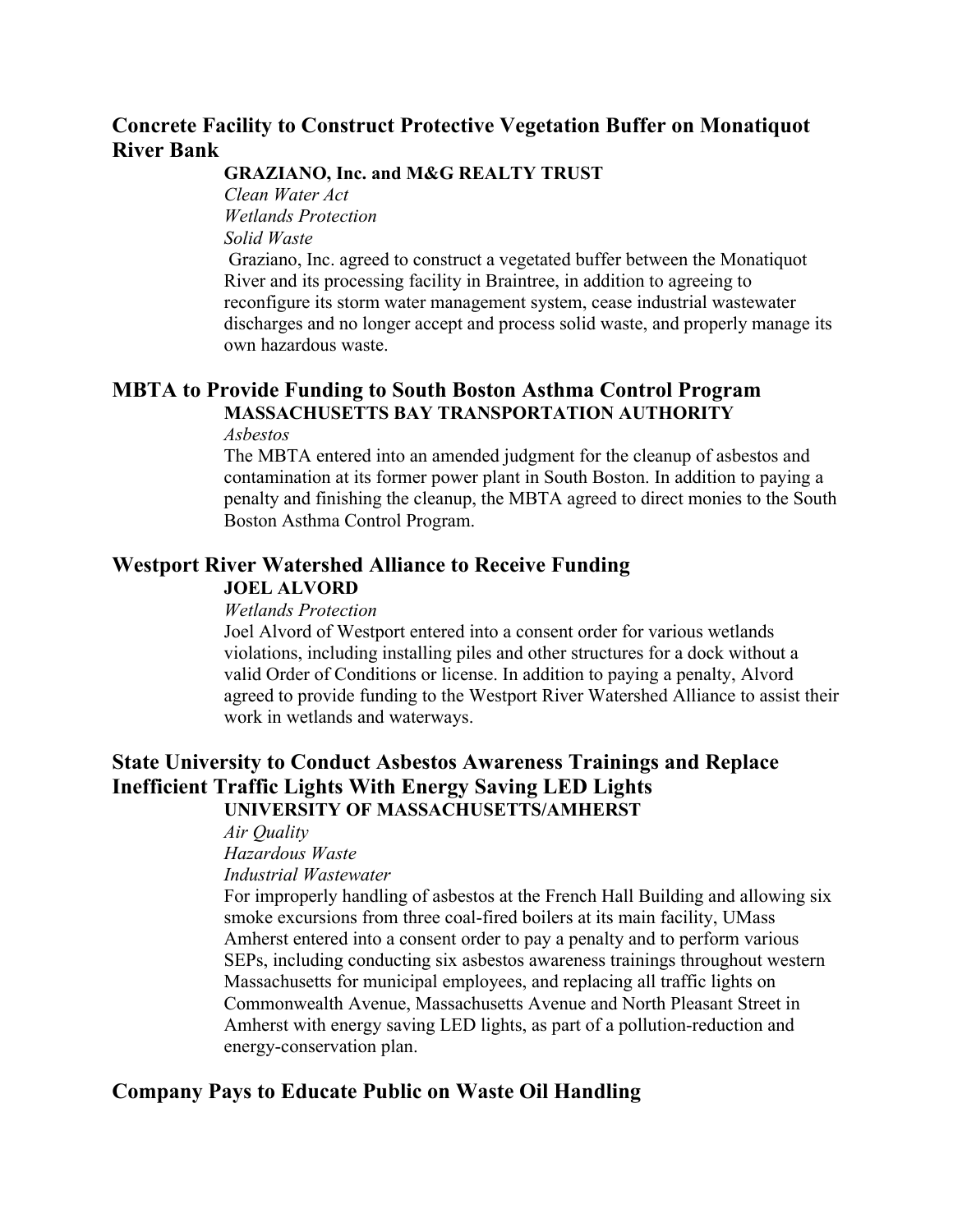## Concrete Facility to Construct Protective Vegetation Buffer on Monatiquot River Bank

**GRAZIANO, Inc. and M&G REALTY TRUST**

*Clean Water Act*
*Wetlands Protection*
*Solid Waste*

Graziano, Inc. agreed to construct a vegetated buffer between the Monatiquot River and its processing facility in Braintree, in addition to agreeing to reconfigure its storm water management system, cease industrial wastewater discharges and no longer accept and process solid waste, and properly manage its own hazardous waste.

## MBTA to Provide Funding to South Boston Asthma Control Program

**MASSACHUSETTS BAY TRANSPORTATION AUTHORITY**

*Asbestos*

The MBTA entered into an amended judgment for the cleanup of asbestos and contamination at its former power plant in South Boston. In addition to paying a penalty and finishing the cleanup, the MBTA agreed to direct monies to the South Boston Asthma Control Program.

## Westport River Watershed Alliance to Receive Funding

**JOEL ALVORD**

*Wetlands Protection*

Joel Alvord of Westport entered into a consent order for various wetlands violations, including installing piles and other structures for a dock without a valid Order of Conditions or license. In addition to paying a penalty, Alvord agreed to provide funding to the Westport River Watershed Alliance to assist their work in wetlands and waterways.

## State University to Conduct Asbestos Awareness Trainings and Replace Inefficient Traffic Lights With Energy Saving LED Lights

**UNIVERSITY OF MASSACHUSETTS/AMHERST**

*Air Quality*
*Hazardous Waste*
*Industrial Wastewater*

For improperly handling of asbestos at the French Hall Building and allowing six smoke excursions from three coal-fired boilers at its main facility, UMass Amherst entered into a consent order to pay a penalty and to perform various SEPs, including conducting six asbestos awareness trainings throughout western Massachusetts for municipal employees, and replacing all traffic lights on Commonwealth Avenue, Massachusetts Avenue and North Pleasant Street in Amherst with energy saving LED lights, as part of a pollution-reduction and energy-conservation plan.

## Company Pays to Educate Public on Waste Oil Handling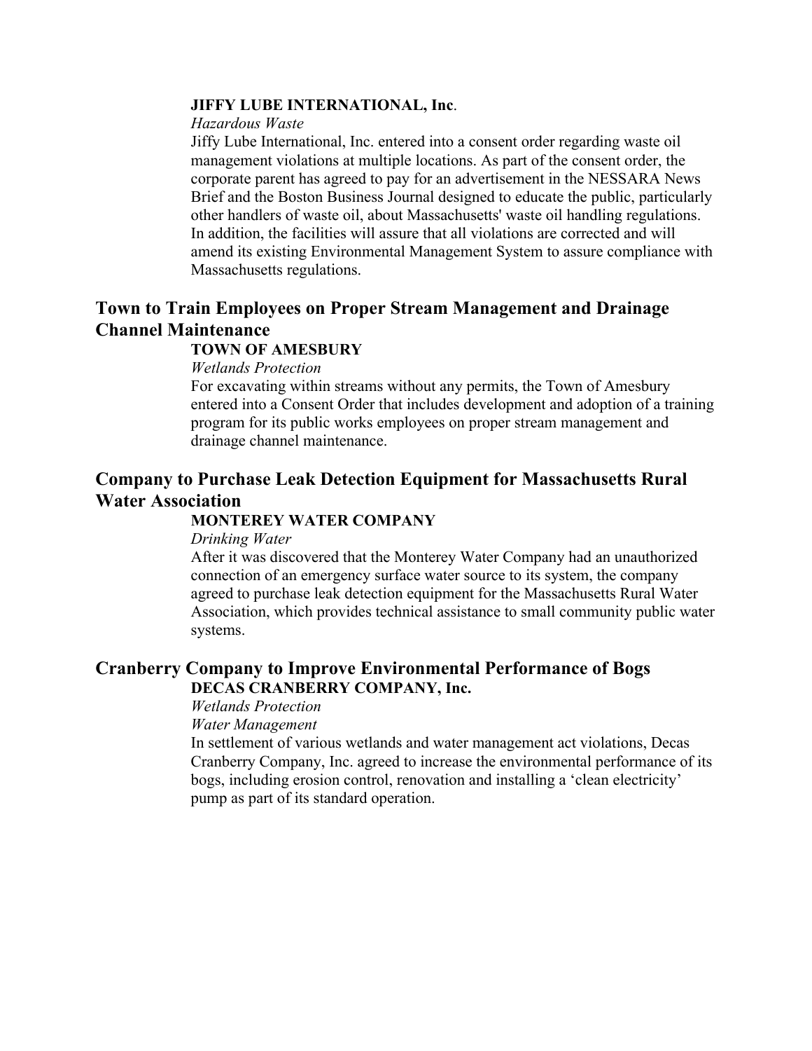**JIFFY LUBE INTERNATIONAL, Inc**.

*Hazardous Waste*

Jiffy Lube International, Inc. entered into a consent order regarding waste oil management violations at multiple locations. As part of the consent order, the corporate parent has agreed to pay for an advertisement in the NESSARA News Brief and the Boston Business Journal designed to educate the public, particularly other handlers of waste oil, about Massachusetts' waste oil handling regulations. In addition, the facilities will assure that all violations are corrected and will amend its existing Environmental Management System to assure compliance with Massachusetts regulations.

## Town to Train Employees on Proper Stream Management and Drainage Channel Maintenance

**TOWN OF AMESBURY**

*Wetlands Protection*

For excavating within streams without any permits, the Town of Amesbury entered into a Consent Order that includes development and adoption of a training program for its public works employees on proper stream management and drainage channel maintenance.

## Company to Purchase Leak Detection Equipment for Massachusetts Rural Water Association

**MONTEREY WATER COMPANY**

*Drinking Water*

After it was discovered that the Monterey Water Company had an unauthorized connection of an emergency surface water source to its system, the company agreed to purchase leak detection equipment for the Massachusetts Rural Water Association, which provides technical assistance to small community public water systems.

## Cranberry Company to Improve Environmental Performance of Bogs

**DECAS CRANBERRY COMPANY, Inc.**

*Wetlands Protection*

*Water Management*

In settlement of various wetlands and water management act violations, Decas Cranberry Company, Inc. agreed to increase the environmental performance of its bogs, including erosion control, renovation and installing a 'clean electricity' pump as part of its standard operation.